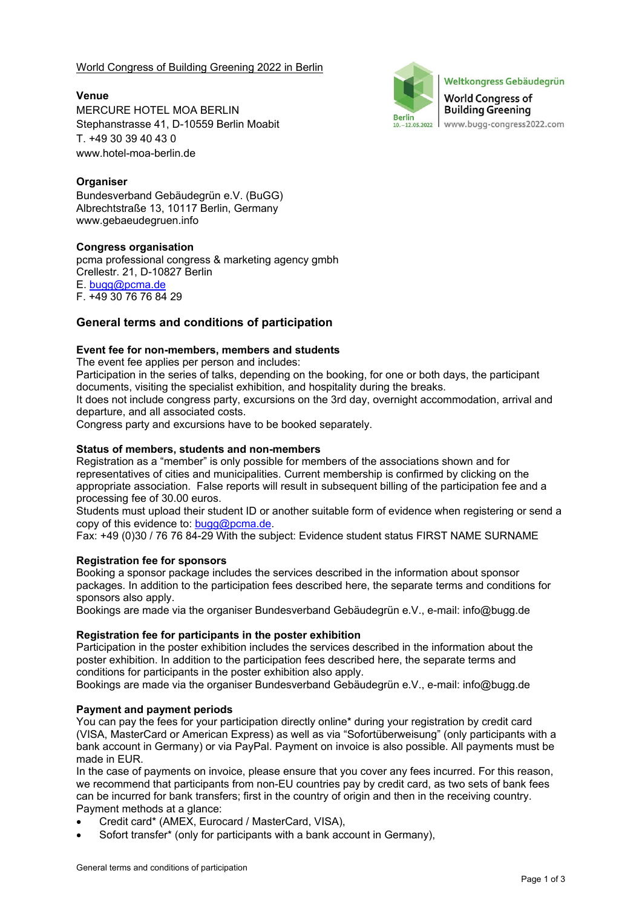World Congress of Building Greening 2022 in Berlin

Weltkongress Gebäudegrün
World Congress of Building Greening
Berlin 10.–12.05.2022
www.bugg-congress2022.com

**Venue**
MERCURE HOTEL MOA BERLIN
Stephanstrasse 41, D-10559 Berlin Moabit
T. +49 30 39 40 43 0
www.hotel-moa-berlin.de

**Organiser**
Bundesverband Gebäudegrün e.V. (BuGG)
Albrechtstraße 13, 10117 Berlin, Germany
www.gebaeudegruen.info

**Congress organisation**
pcma professional congress & marketing agency gmbh
Crellestr. 21, D-10827 Berlin
E. bugg@pcma.de
F. +49 30 76 76 84 29

## General terms and conditions of participation

### Event fee for non-members, members and students

The event fee applies per person and includes:
Participation in the series of talks, depending on the booking, for one or both days, the participant documents, visiting the specialist exhibition, and hospitality during the breaks.
It does not include congress party, excursions on the 3rd day, overnight accommodation, arrival and departure, and all associated costs.
Congress party and excursions have to be booked separately.

### Status of members, students and non-members

Registration as a "member" is only possible for members of the associations shown and for representatives of cities and municipalities. Current membership is confirmed by clicking on the appropriate association. False reports will result in subsequent billing of the participation fee and a processing fee of 30.00 euros.
Students must upload their student ID or another suitable form of evidence when registering or send a copy of this evidence to: bugg@pcma.de.
Fax: +49 (0)30 / 76 76 84-29 With the subject: Evidence student status FIRST NAME SURNAME

### Registration fee for sponsors

Booking a sponsor package includes the services described in the information about sponsor packages. In addition to the participation fees described here, the separate terms and conditions for sponsors also apply.
Bookings are made via the organiser Bundesverband Gebäudegrün e.V., e-mail: info@bugg.de

### Registration fee for participants in the poster exhibition

Participation in the poster exhibition includes the services described in the information about the poster exhibition. In addition to the participation fees described here, the separate terms and conditions for participants in the poster exhibition also apply.
Bookings are made via the organiser Bundesverband Gebäudegrün e.V., e-mail: info@bugg.de

### Payment and payment periods

You can pay the fees for your participation directly online* during your registration by credit card (VISA, MasterCard or American Express) as well as via "Sofortüberweisung" (only participants with a bank account in Germany) or via PayPal. Payment on invoice is also possible. All payments must be made in EUR.
In the case of payments on invoice, please ensure that you cover any fees incurred. For this reason, we recommend that participants from non-EU countries pay by credit card, as two sets of bank fees can be incurred for bank transfers; first in the country of origin and then in the receiving country.
Payment methods at a glance:

- Credit card* (AMEX, Eurocard / MasterCard, VISA),
- Sofort transfer* (only for participants with a bank account in Germany),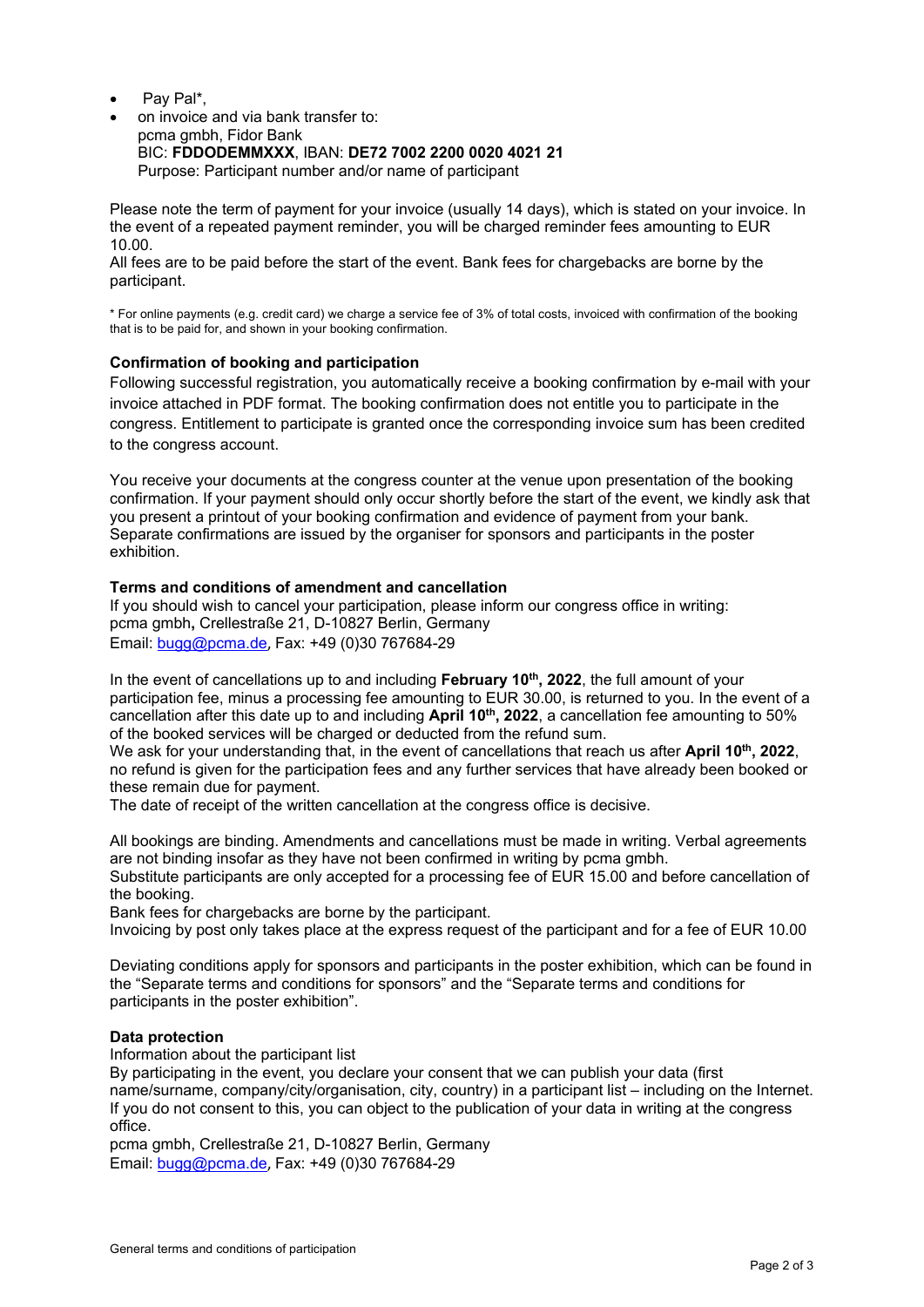- Pay Pal*,
- on invoice and via bank transfer to:
  pcma gmbh, Fidor Bank
  BIC: **FDDODEMMXXX**, IBAN: **DE72 7002 2200 0020 4021 21**
  Purpose: Participant number and/or name of participant

Please note the term of payment for your invoice (usually 14 days), which is stated on your invoice. In the event of a repeated payment reminder, you will be charged reminder fees amounting to EUR 10.00.
All fees are to be paid before the start of the event. Bank fees for chargebacks are borne by the participant.

* For online payments (e.g. credit card) we charge a service fee of 3% of total costs, invoiced with confirmation of the booking that is to be paid for, and shown in your booking confirmation.

**Confirmation of booking and participation**

Following successful registration, you automatically receive a booking confirmation by e-mail with your invoice attached in PDF format. The booking confirmation does not entitle you to participate in the congress. Entitlement to participate is granted once the corresponding invoice sum has been credited to the congress account.

You receive your documents at the congress counter at the venue upon presentation of the booking confirmation. If your payment should only occur shortly before the start of the event, we kindly ask that you present a printout of your booking confirmation and evidence of payment from your bank. Separate confirmations are issued by the organiser for sponsors and participants in the poster exhibition.

**Terms and conditions of amendment and cancellation**

If you should wish to cancel your participation, please inform our congress office in writing:
pcma gmbh**,** Crellestraße 21, D-10827 Berlin, Germany
Email: bugg@pcma.de*,* Fax: +49 (0)30 767684-29

In the event of cancellations up to and including **February 10th, 2022**, the full amount of your participation fee, minus a processing fee amounting to EUR 30.00, is returned to you. In the event of a cancellation after this date up to and including **April 10th, 2022**, a cancellation fee amounting to 50% of the booked services will be charged or deducted from the refund sum.
We ask for your understanding that, in the event of cancellations that reach us after **April 10th, 2022**, no refund is given for the participation fees and any further services that have already been booked or these remain due for payment.
The date of receipt of the written cancellation at the congress office is decisive.

All bookings are binding. Amendments and cancellations must be made in writing. Verbal agreements are not binding insofar as they have not been confirmed in writing by pcma gmbh.
Substitute participants are only accepted for a processing fee of EUR 15.00 and before cancellation of the booking.
Bank fees for chargebacks are borne by the participant.
Invoicing by post only takes place at the express request of the participant and for a fee of EUR 10.00

Deviating conditions apply for sponsors and participants in the poster exhibition, which can be found in the "Separate terms and conditions for sponsors" and the "Separate terms and conditions for participants in the poster exhibition".

**Data protection**

Information about the participant list
By participating in the event, you declare your consent that we can publish your data (first name/surname, company/city/organisation, city, country) in a participant list – including on the Internet. If you do not consent to this, you can object to the publication of your data in writing at the congress office.
pcma gmbh, Crellestraße 21, D-10827 Berlin, Germany
Email: bugg@pcma.de*,* Fax: +49 (0)30 767684-29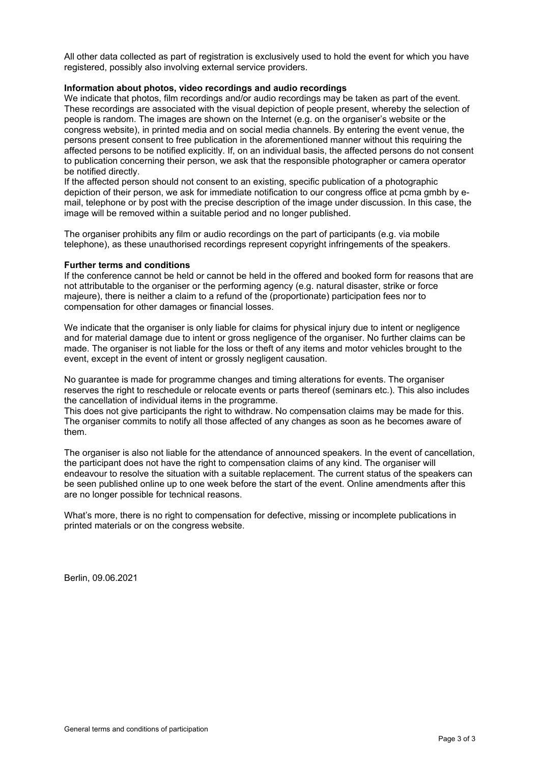All other data collected as part of registration is exclusively used to hold the event for which you have registered, possibly also involving external service providers.

**Information about photos, video recordings and audio recordings**

We indicate that photos, film recordings and/or audio recordings may be taken as part of the event. These recordings are associated with the visual depiction of people present, whereby the selection of people is random. The images are shown on the Internet (e.g. on the organiser's website or the congress website), in printed media and on social media channels. By entering the event venue, the persons present consent to free publication in the aforementioned manner without this requiring the affected persons to be notified explicitly. If, on an individual basis, the affected persons do not consent to publication concerning their person, we ask that the responsible photographer or camera operator be notified directly.

If the affected person should not consent to an existing, specific publication of a photographic depiction of their person, we ask for immediate notification to our congress office at pcma gmbh by e-mail, telephone or by post with the precise description of the image under discussion. In this case, the image will be removed within a suitable period and no longer published.

The organiser prohibits any film or audio recordings on the part of participants (e.g. via mobile telephone), as these unauthorised recordings represent copyright infringements of the speakers.

**Further terms and conditions**

If the conference cannot be held or cannot be held in the offered and booked form for reasons that are not attributable to the organiser or the performing agency (e.g. natural disaster, strike or force majeure), there is neither a claim to a refund of the (proportionate) participation fees nor to compensation for other damages or financial losses.

We indicate that the organiser is only liable for claims for physical injury due to intent or negligence and for material damage due to intent or gross negligence of the organiser. No further claims can be made. The organiser is not liable for the loss or theft of any items and motor vehicles brought to the event, except in the event of intent or grossly negligent causation.

No guarantee is made for programme changes and timing alterations for events. The organiser reserves the right to reschedule or relocate events or parts thereof (seminars etc.). This also includes the cancellation of individual items in the programme.

This does not give participants the right to withdraw. No compensation claims may be made for this. The organiser commits to notify all those affected of any changes as soon as he becomes aware of them.

The organiser is also not liable for the attendance of announced speakers. In the event of cancellation, the participant does not have the right to compensation claims of any kind. The organiser will endeavour to resolve the situation with a suitable replacement. The current status of the speakers can be seen published online up to one week before the start of the event. Online amendments after this are no longer possible for technical reasons.

What's more, there is no right to compensation for defective, missing or incomplete publications in printed materials or on the congress website.

Berlin, 09.06.2021